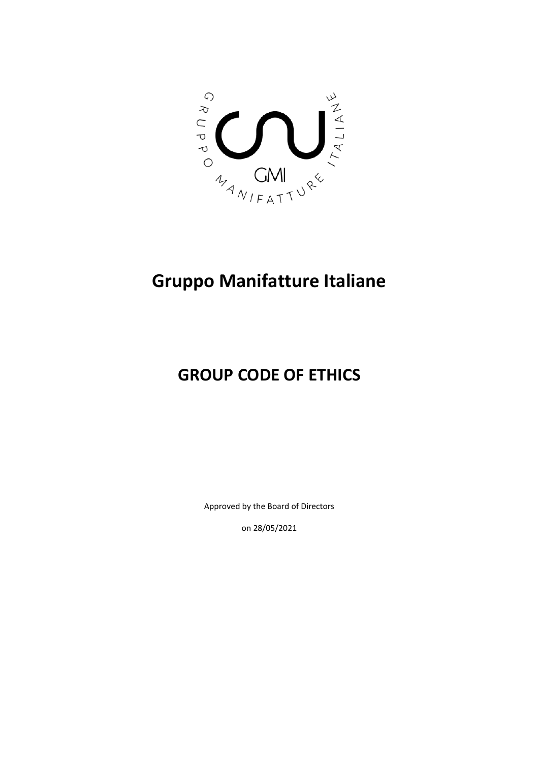# Gruppo Manifatture Italiane

# GROUP CODE OF ETHICS

Approved by the Board of Directors

on 28/05/2021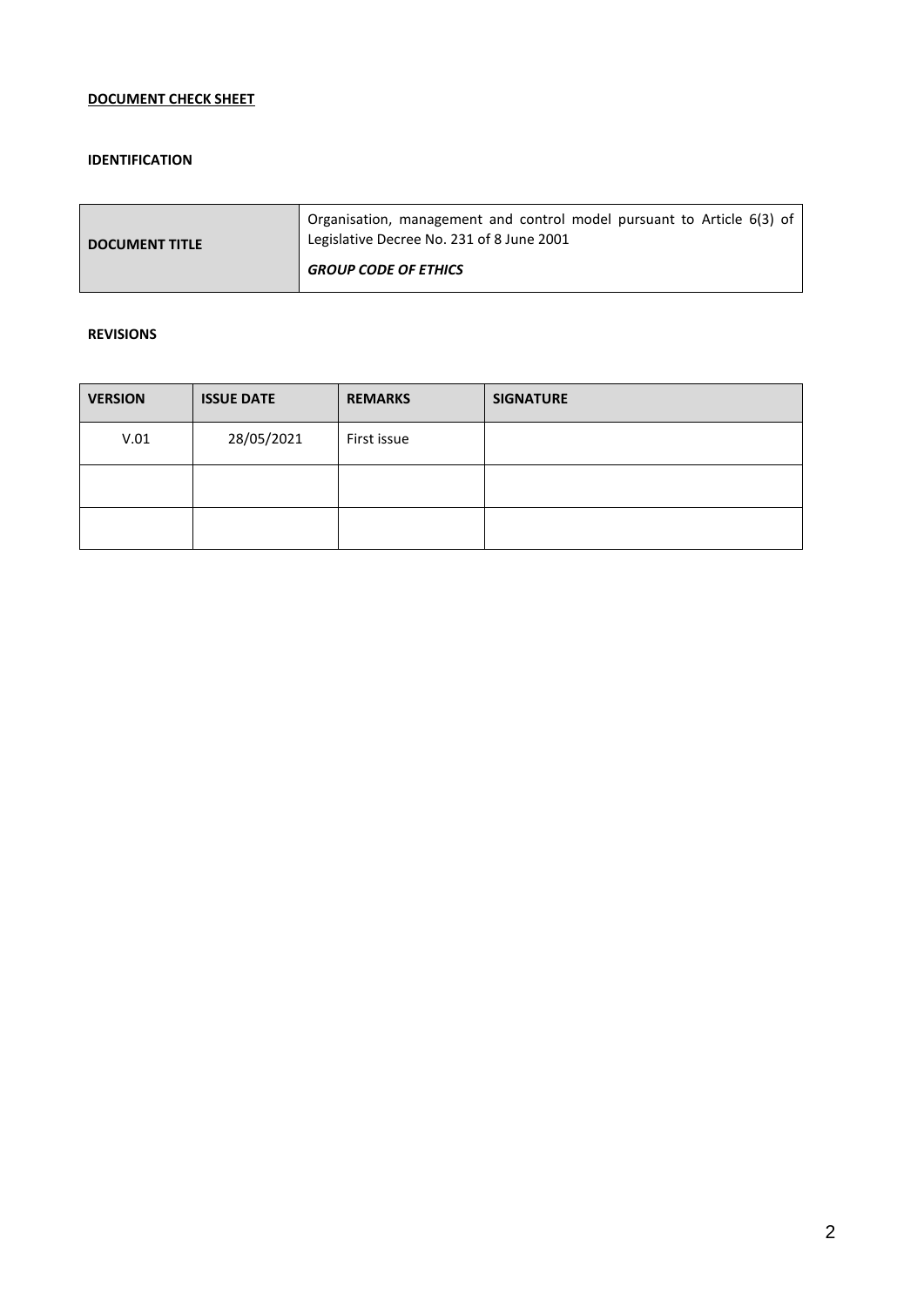**<u>DOCUMENT CHECK SHEET</u>**

**IDENTIFICATION**

| **DOCUMENT TITLE** | Organisation, management and control model pursuant to Article 6(3) of Legislative Decree No. 231 of 8 June 2001 ***GROUP CODE OF ETHICS*** |
|---|---|

**REVISIONS**

| **VERSION** | **ISSUE DATE** | **REMARKS** | **SIGNATURE** |
|---|---|---|---|
| V.01 | 28/05/2021 | First issue | |
| | | | |
| | | | |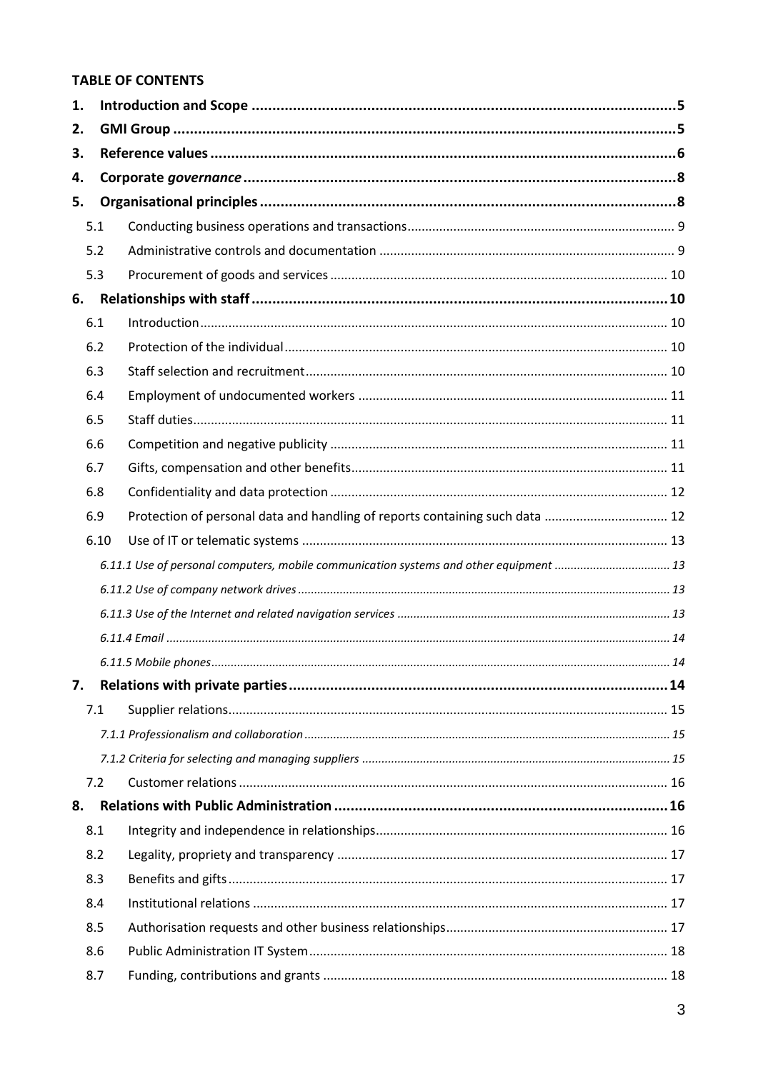**TABLE OF CONTENTS**

1. **Introduction and Scope** ........ **5**
2. **GMI Group** ........ **5**
3. **Reference values** ........ **6**
4. **Corporate *governance*** ........ **8**
5. **Organisational principles** ........ **8**
   - 5.1 Conducting business operations and transactions ........ 9
   - 5.2 Administrative controls and documentation ........ 9
   - 5.3 Procurement of goods and services ........ 10
6. **Relationships with staff** ........ **10**
   - 6.1 Introduction ........ 10
   - 6.2 Protection of the individual ........ 10
   - 6.3 Staff selection and recruitment ........ 10
   - 6.4 Employment of undocumented workers ........ 11
   - 6.5 Staff duties ........ 11
   - 6.6 Competition and negative publicity ........ 11
   - 6.7 Gifts, compensation and other benefits ........ 11
   - 6.8 Confidentiality and data protection ........ 12
   - 6.9 Protection of personal data and handling of reports containing such data ........ 12
   - 6.10 Use of IT or telematic systems ........ 13
     - *6.11.1 Use of personal computers, mobile communication systems and other equipment ........ 13*
     - *6.11.2 Use of company network drives ........ 13*
     - *6.11.3 Use of the Internet and related navigation services ........ 13*
     - *6.11.4 Email ........ 14*
     - *6.11.5 Mobile phones ........ 14*
7. **Relations with private parties** ........ **14**
   - 7.1 Supplier relations ........ 15
     - *7.1.1 Professionalism and collaboration ........ 15*
     - *7.1.2 Criteria for selecting and managing suppliers ........ 15*
   - 7.2 Customer relations ........ 16
8. **Relations with Public Administration** ........ **16**
   - 8.1 Integrity and independence in relationships ........ 16
   - 8.2 Legality, propriety and transparency ........ 17
   - 8.3 Benefits and gifts ........ 17
   - 8.4 Institutional relations ........ 17
   - 8.5 Authorisation requests and other business relationships ........ 17
   - 8.6 Public Administration IT System ........ 18
   - 8.7 Funding, contributions and grants ........ 18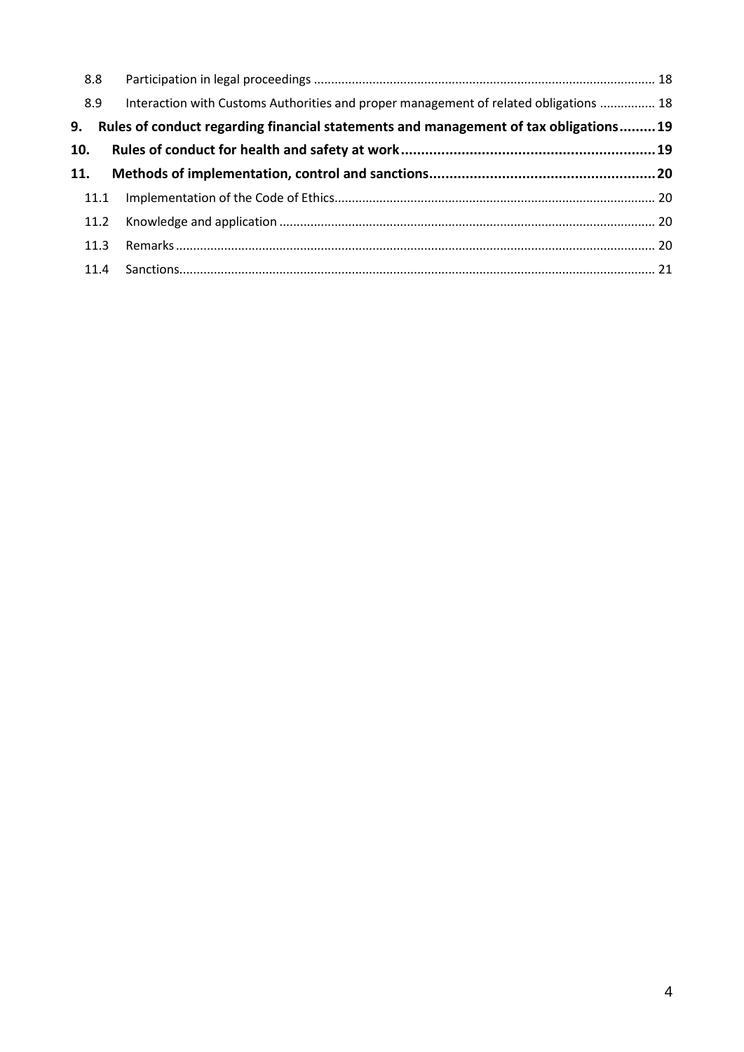8.8 Participation in legal proceedings .......... 18

8.9 Interaction with Customs Authorities and proper management of related obligations .......... 18

**9. Rules of conduct regarding financial statements and management of tax obligations .......... 19**

**10. Rules of conduct for health and safety at work .......... 19**

**11. Methods of implementation, control and sanctions .......... 20**

11.1 Implementation of the Code of Ethics .......... 20

11.2 Knowledge and application .......... 20

11.3 Remarks .......... 20

11.4 Sanctions .......... 21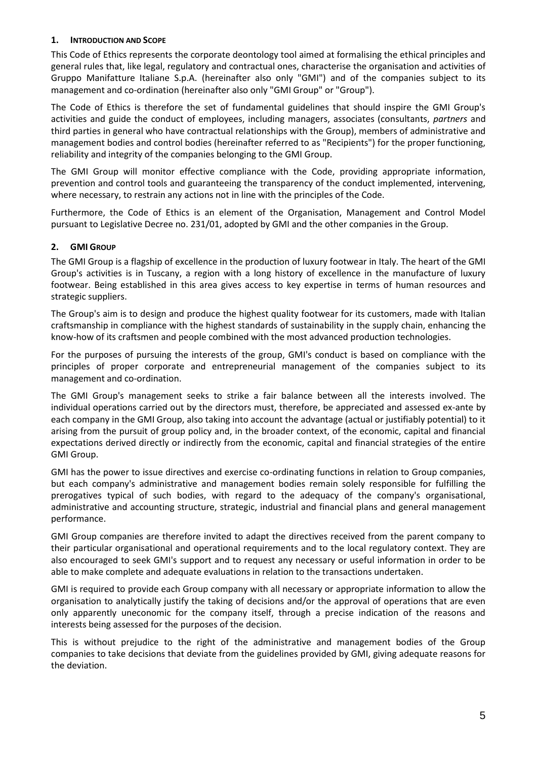## 1. Introduction and Scope

This Code of Ethics represents the corporate deontology tool aimed at formalising the ethical principles and general rules that, like legal, regulatory and contractual ones, characterise the organisation and activities of Gruppo Manifatture Italiane S.p.A. (hereinafter also only "GMI") and of the companies subject to its management and co-ordination (hereinafter also only "GMI Group" or "Group").

The Code of Ethics is therefore the set of fundamental guidelines that should inspire the GMI Group's activities and guide the conduct of employees, including managers, associates (consultants, *partners* and third parties in general who have contractual relationships with the Group), members of administrative and management bodies and control bodies (hereinafter referred to as "Recipients") for the proper functioning, reliability and integrity of the companies belonging to the GMI Group.

The GMI Group will monitor effective compliance with the Code, providing appropriate information, prevention and control tools and guaranteeing the transparency of the conduct implemented, intervening, where necessary, to restrain any actions not in line with the principles of the Code.

Furthermore, the Code of Ethics is an element of the Organisation, Management and Control Model pursuant to Legislative Decree no. 231/01, adopted by GMI and the other companies in the Group.

## 2. GMI Group

The GMI Group is a flagship of excellence in the production of luxury footwear in Italy. The heart of the GMI Group's activities is in Tuscany, a region with a long history of excellence in the manufacture of luxury footwear. Being established in this area gives access to key expertise in terms of human resources and strategic suppliers.

The Group's aim is to design and produce the highest quality footwear for its customers, made with Italian craftsmanship in compliance with the highest standards of sustainability in the supply chain, enhancing the know-how of its craftsmen and people combined with the most advanced production technologies.

For the purposes of pursuing the interests of the group, GMI's conduct is based on compliance with the principles of proper corporate and entrepreneurial management of the companies subject to its management and co-ordination.

The GMI Group's management seeks to strike a fair balance between all the interests involved. The individual operations carried out by the directors must, therefore, be appreciated and assessed ex-ante by each company in the GMI Group, also taking into account the advantage (actual or justifiably potential) to it arising from the pursuit of group policy and, in the broader context, of the economic, capital and financial expectations derived directly or indirectly from the economic, capital and financial strategies of the entire GMI Group.

GMI has the power to issue directives and exercise co-ordinating functions in relation to Group companies, but each company's administrative and management bodies remain solely responsible for fulfilling the prerogatives typical of such bodies, with regard to the adequacy of the company's organisational, administrative and accounting structure, strategic, industrial and financial plans and general management performance.

GMI Group companies are therefore invited to adapt the directives received from the parent company to their particular organisational and operational requirements and to the local regulatory context. They are also encouraged to seek GMI's support and to request any necessary or useful information in order to be able to make complete and adequate evaluations in relation to the transactions undertaken.

GMI is required to provide each Group company with all necessary or appropriate information to allow the organisation to analytically justify the taking of decisions and/or the approval of operations that are even only apparently uneconomic for the company itself, through a precise indication of the reasons and interests being assessed for the purposes of the decision.

This is without prejudice to the right of the administrative and management bodies of the Group companies to take decisions that deviate from the guidelines provided by GMI, giving adequate reasons for the deviation.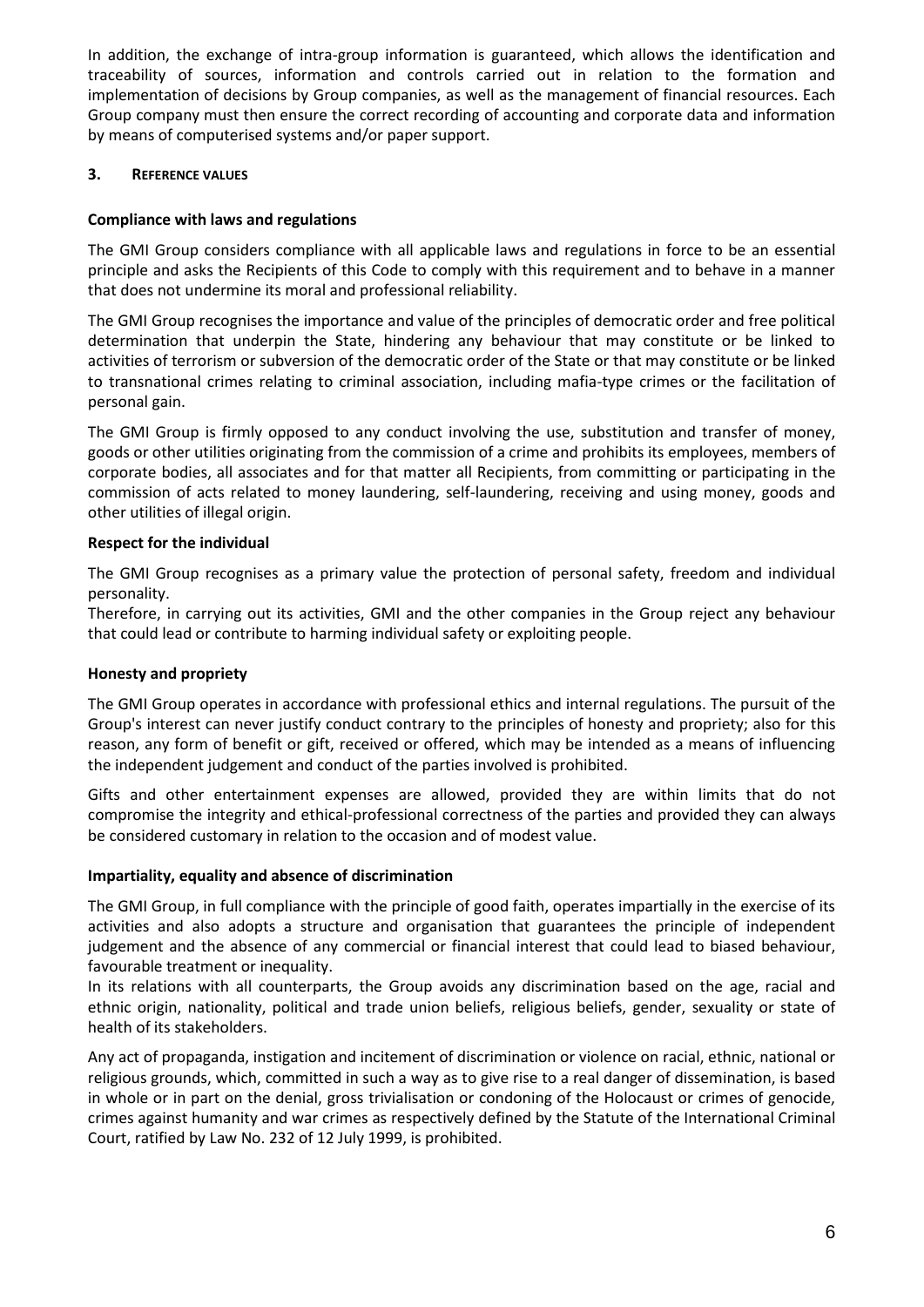In addition, the exchange of intra-group information is guaranteed, which allows the identification and traceability of sources, information and controls carried out in relation to the formation and implementation of decisions by Group companies, as well as the management of financial resources. Each Group company must then ensure the correct recording of accounting and corporate data and information by means of computerised systems and/or paper support.

## 3. Reference values

### Compliance with laws and regulations

The GMI Group considers compliance with all applicable laws and regulations in force to be an essential principle and asks the Recipients of this Code to comply with this requirement and to behave in a manner that does not undermine its moral and professional reliability.

The GMI Group recognises the importance and value of the principles of democratic order and free political determination that underpin the State, hindering any behaviour that may constitute or be linked to activities of terrorism or subversion of the democratic order of the State or that may constitute or be linked to transnational crimes relating to criminal association, including mafia-type crimes or the facilitation of personal gain.

The GMI Group is firmly opposed to any conduct involving the use, substitution and transfer of money, goods or other utilities originating from the commission of a crime and prohibits its employees, members of corporate bodies, all associates and for that matter all Recipients, from committing or participating in the commission of acts related to money laundering, self-laundering, receiving and using money, goods and other utilities of illegal origin.

### Respect for the individual

The GMI Group recognises as a primary value the protection of personal safety, freedom and individual personality.

Therefore, in carrying out its activities, GMI and the other companies in the Group reject any behaviour that could lead or contribute to harming individual safety or exploiting people.

### Honesty and propriety

The GMI Group operates in accordance with professional ethics and internal regulations. The pursuit of the Group's interest can never justify conduct contrary to the principles of honesty and propriety; also for this reason, any form of benefit or gift, received or offered, which may be intended as a means of influencing the independent judgement and conduct of the parties involved is prohibited.

Gifts and other entertainment expenses are allowed, provided they are within limits that do not compromise the integrity and ethical-professional correctness of the parties and provided they can always be considered customary in relation to the occasion and of modest value.

### Impartiality, equality and absence of discrimination

The GMI Group, in full compliance with the principle of good faith, operates impartially in the exercise of its activities and also adopts a structure and organisation that guarantees the principle of independent judgement and the absence of any commercial or financial interest that could lead to biased behaviour, favourable treatment or inequality.

In its relations with all counterparts, the Group avoids any discrimination based on the age, racial and ethnic origin, nationality, political and trade union beliefs, religious beliefs, gender, sexuality or state of health of its stakeholders.

Any act of propaganda, instigation and incitement of discrimination or violence on racial, ethnic, national or religious grounds, which, committed in such a way as to give rise to a real danger of dissemination, is based in whole or in part on the denial, gross trivialisation or condoning of the Holocaust or crimes of genocide, crimes against humanity and war crimes as respectively defined by the Statute of the International Criminal Court, ratified by Law No. 232 of 12 July 1999, is prohibited.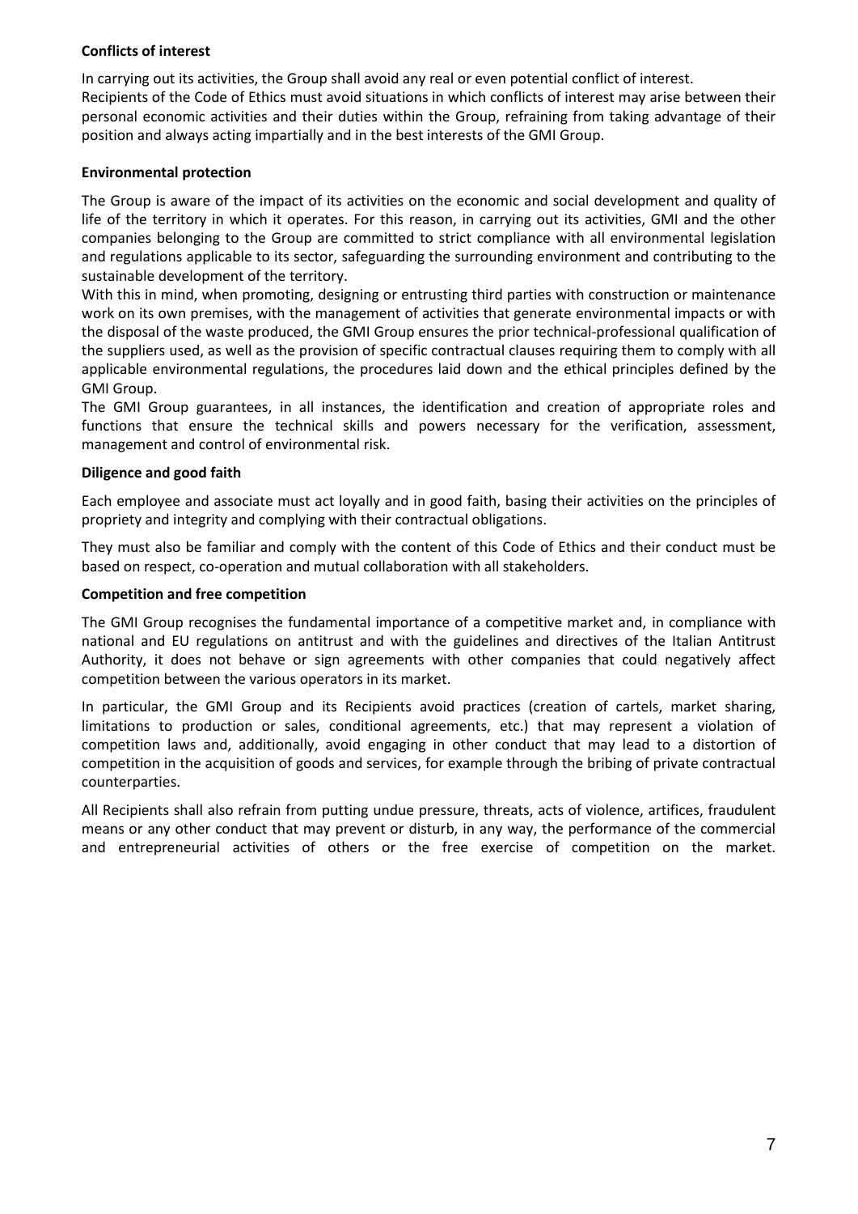**Conflicts of interest**

In carrying out its activities, the Group shall avoid any real or even potential conflict of interest.
Recipients of the Code of Ethics must avoid situations in which conflicts of interest may arise between their personal economic activities and their duties within the Group, refraining from taking advantage of their position and always acting impartially and in the best interests of the GMI Group.

**Environmental protection**

The Group is aware of the impact of its activities on the economic and social development and quality of life of the territory in which it operates. For this reason, in carrying out its activities, GMI and the other companies belonging to the Group are committed to strict compliance with all environmental legislation and regulations applicable to its sector, safeguarding the surrounding environment and contributing to the sustainable development of the territory.
With this in mind, when promoting, designing or entrusting third parties with construction or maintenance work on its own premises, with the management of activities that generate environmental impacts or with the disposal of the waste produced, the GMI Group ensures the prior technical-professional qualification of the suppliers used, as well as the provision of specific contractual clauses requiring them to comply with all applicable environmental regulations, the procedures laid down and the ethical principles defined by the GMI Group.
The GMI Group guarantees, in all instances, the identification and creation of appropriate roles and functions that ensure the technical skills and powers necessary for the verification, assessment, management and control of environmental risk.

**Diligence and good faith**

Each employee and associate must act loyally and in good faith, basing their activities on the principles of propriety and integrity and complying with their contractual obligations.

They must also be familiar and comply with the content of this Code of Ethics and their conduct must be based on respect, co-operation and mutual collaboration with all stakeholders.

**Competition and free competition**

The GMI Group recognises the fundamental importance of a competitive market and, in compliance with national and EU regulations on antitrust and with the guidelines and directives of the Italian Antitrust Authority, it does not behave or sign agreements with other companies that could negatively affect competition between the various operators in its market.

In particular, the GMI Group and its Recipients avoid practices (creation of cartels, market sharing, limitations to production or sales, conditional agreements, etc.) that may represent a violation of competition laws and, additionally, avoid engaging in other conduct that may lead to a distortion of competition in the acquisition of goods and services, for example through the bribing of private contractual counterparties.

All Recipients shall also refrain from putting undue pressure, threats, acts of violence, artifices, fraudulent means or any other conduct that may prevent or disturb, in any way, the performance of the commercial and entrepreneurial activities of others or the free exercise of competition on the market.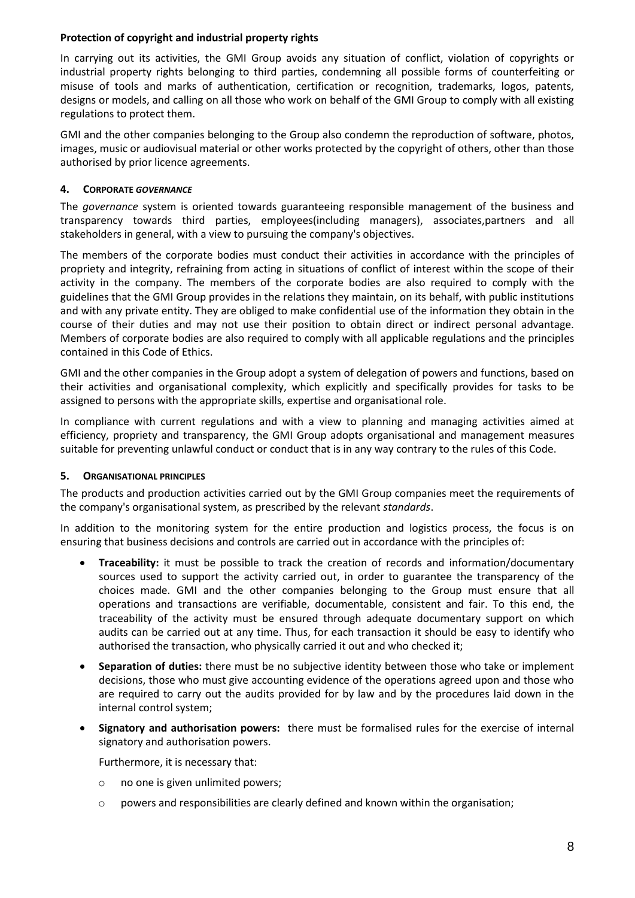**Protection of copyright and industrial property rights**

In carrying out its activities, the GMI Group avoids any situation of conflict, violation of copyrights or industrial property rights belonging to third parties, condemning all possible forms of counterfeiting or misuse of tools and marks of authentication, certification or recognition, trademarks, logos, patents, designs or models, and calling on all those who work on behalf of the GMI Group to comply with all existing regulations to protect them.

GMI and the other companies belonging to the Group also condemn the reproduction of software, photos, images, music or audiovisual material or other works protected by the copyright of others, other than those authorised by prior licence agreements.

## 4. CORPORATE *GOVERNANCE*

The *governance* system is oriented towards guaranteeing responsible management of the business and transparency towards third parties, employees(including managers), associates,partners and all stakeholders in general, with a view to pursuing the company's objectives.

The members of the corporate bodies must conduct their activities in accordance with the principles of propriety and integrity, refraining from acting in situations of conflict of interest within the scope of their activity in the company. The members of the corporate bodies are also required to comply with the guidelines that the GMI Group provides in the relations they maintain, on its behalf, with public institutions and with any private entity. They are obliged to make confidential use of the information they obtain in the course of their duties and may not use their position to obtain direct or indirect personal advantage. Members of corporate bodies are also required to comply with all applicable regulations and the principles contained in this Code of Ethics.

GMI and the other companies in the Group adopt a system of delegation of powers and functions, based on their activities and organisational complexity, which explicitly and specifically provides for tasks to be assigned to persons with the appropriate skills, expertise and organisational role.

In compliance with current regulations and with a view to planning and managing activities aimed at efficiency, propriety and transparency, the GMI Group adopts organisational and management measures suitable for preventing unlawful conduct or conduct that is in any way contrary to the rules of this Code.

## 5. ORGANISATIONAL PRINCIPLES

The products and production activities carried out by the GMI Group companies meet the requirements of the company's organisational system, as prescribed by the relevant *standards*.

In addition to the monitoring system for the entire production and logistics process, the focus is on ensuring that business decisions and controls are carried out in accordance with the principles of:

- **Traceability:** it must be possible to track the creation of records and information/documentary sources used to support the activity carried out, in order to guarantee the transparency of the choices made. GMI and the other companies belonging to the Group must ensure that all operations and transactions are verifiable, documentable, consistent and fair. To this end, the traceability of the activity must be ensured through adequate documentary support on which audits can be carried out at any time. Thus, for each transaction it should be easy to identify who authorised the transaction, who physically carried it out and who checked it;
- **Separation of duties:** there must be no subjective identity between those who take or implement decisions, those who must give accounting evidence of the operations agreed upon and those who are required to carry out the audits provided for by law and by the procedures laid down in the internal control system;
- **Signatory and authorisation powers:** there must be formalised rules for the exercise of internal signatory and authorisation powers.

  Furthermore, it is necessary that:

  - no one is given unlimited powers;
  - powers and responsibilities are clearly defined and known within the organisation;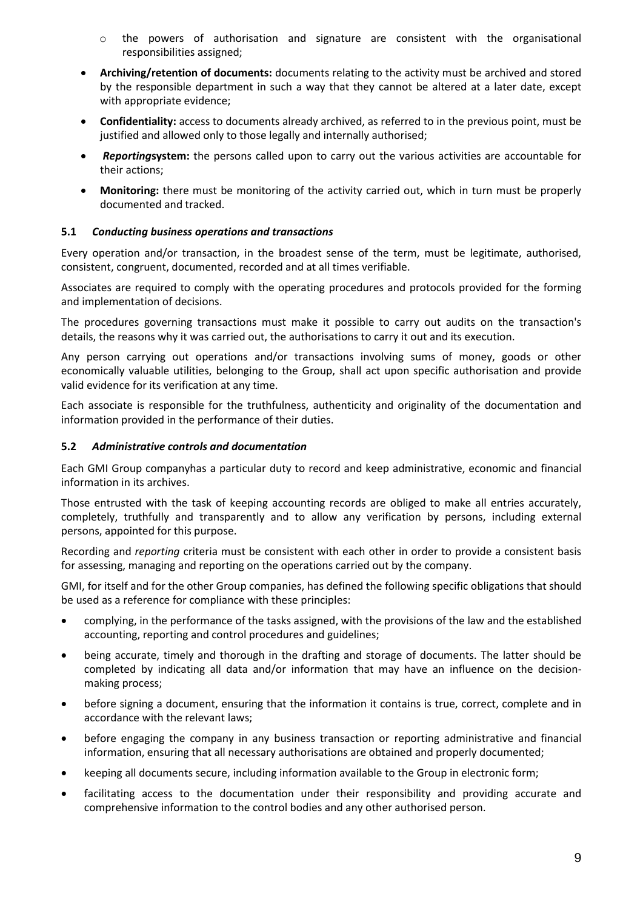- the powers of authorisation and signature are consistent with the organisational responsibilities assigned;

- **Archiving/retention of documents:** documents relating to the activity must be archived and stored by the responsible department in such a way that they cannot be altered at a later date, except with appropriate evidence;
- **Confidentiality:** access to documents already archived, as referred to in the previous point, must be justified and allowed only to those legally and internally authorised;
- ***Reporting*****system:** the persons called upon to carry out the various activities are accountable for their actions;
- **Monitoring:** there must be monitoring of the activity carried out, which in turn must be properly documented and tracked.

### 5.1 *Conducting business operations and transactions*

Every operation and/or transaction, in the broadest sense of the term, must be legitimate, authorised, consistent, congruent, documented, recorded and at all times verifiable.

Associates are required to comply with the operating procedures and protocols provided for the forming and implementation of decisions.

The procedures governing transactions must make it possible to carry out audits on the transaction's details, the reasons why it was carried out, the authorisations to carry it out and its execution.

Any person carrying out operations and/or transactions involving sums of money, goods or other economically valuable utilities, belonging to the Group, shall act upon specific authorisation and provide valid evidence for its verification at any time.

Each associate is responsible for the truthfulness, authenticity and originality of the documentation and information provided in the performance of their duties.

### 5.2 *Administrative controls and documentation*

Each GMI Group companyhas a particular duty to record and keep administrative, economic and financial information in its archives.

Those entrusted with the task of keeping accounting records are obliged to make all entries accurately, completely, truthfully and transparently and to allow any verification by persons, including external persons, appointed for this purpose.

Recording and *reporting* criteria must be consistent with each other in order to provide a consistent basis for assessing, managing and reporting on the operations carried out by the company.

GMI, for itself and for the other Group companies, has defined the following specific obligations that should be used as a reference for compliance with these principles:

- complying, in the performance of the tasks assigned, with the provisions of the law and the established accounting, reporting and control procedures and guidelines;
- being accurate, timely and thorough in the drafting and storage of documents. The latter should be completed by indicating all data and/or information that may have an influence on the decision-making process;
- before signing a document, ensuring that the information it contains is true, correct, complete and in accordance with the relevant laws;
- before engaging the company in any business transaction or reporting administrative and financial information, ensuring that all necessary authorisations are obtained and properly documented;
- keeping all documents secure, including information available to the Group in electronic form;
- facilitating access to the documentation under their responsibility and providing accurate and comprehensive information to the control bodies and any other authorised person.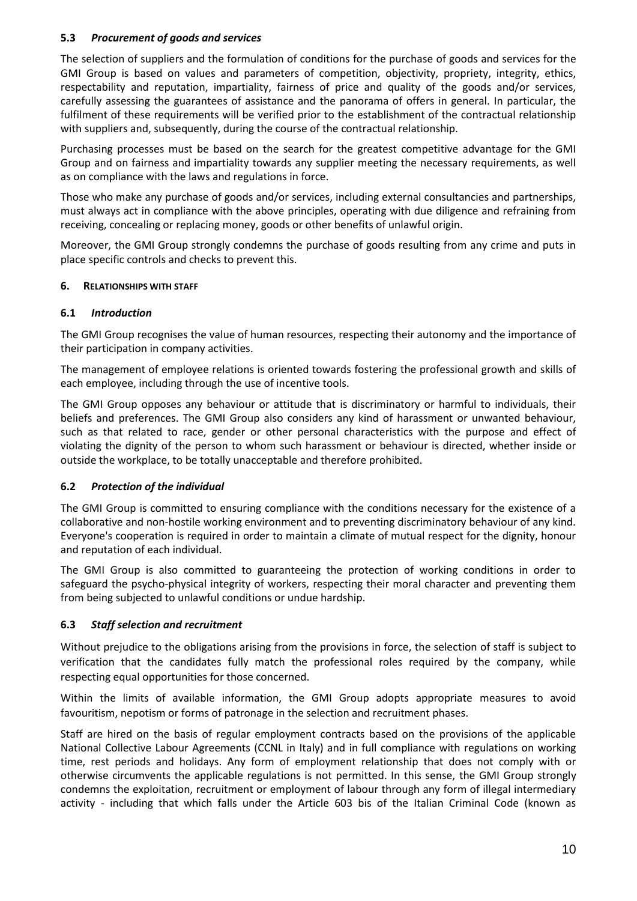### 5.3 *Procurement of goods and services*

The selection of suppliers and the formulation of conditions for the purchase of goods and services for the GMI Group is based on values and parameters of competition, objectivity, propriety, integrity, ethics, respectability and reputation, impartiality, fairness of price and quality of the goods and/or services, carefully assessing the guarantees of assistance and the panorama of offers in general. In particular, the fulfilment of these requirements will be verified prior to the establishment of the contractual relationship with suppliers and, subsequently, during the course of the contractual relationship.

Purchasing processes must be based on the search for the greatest competitive advantage for the GMI Group and on fairness and impartiality towards any supplier meeting the necessary requirements, as well as on compliance with the laws and regulations in force.

Those who make any purchase of goods and/or services, including external consultancies and partnerships, must always act in compliance with the above principles, operating with due diligence and refraining from receiving, concealing or replacing money, goods or other benefits of unlawful origin.

Moreover, the GMI Group strongly condemns the purchase of goods resulting from any crime and puts in place specific controls and checks to prevent this.

## 6. RELATIONSHIPS WITH STAFF

### 6.1 *Introduction*

The GMI Group recognises the value of human resources, respecting their autonomy and the importance of their participation in company activities.

The management of employee relations is oriented towards fostering the professional growth and skills of each employee, including through the use of incentive tools.

The GMI Group opposes any behaviour or attitude that is discriminatory or harmful to individuals, their beliefs and preferences. The GMI Group also considers any kind of harassment or unwanted behaviour, such as that related to race, gender or other personal characteristics with the purpose and effect of violating the dignity of the person to whom such harassment or behaviour is directed, whether inside or outside the workplace, to be totally unacceptable and therefore prohibited.

### 6.2 *Protection of the individual*

The GMI Group is committed to ensuring compliance with the conditions necessary for the existence of a collaborative and non-hostile working environment and to preventing discriminatory behaviour of any kind. Everyone's cooperation is required in order to maintain a climate of mutual respect for the dignity, honour and reputation of each individual.

The GMI Group is also committed to guaranteeing the protection of working conditions in order to safeguard the psycho-physical integrity of workers, respecting their moral character and preventing them from being subjected to unlawful conditions or undue hardship.

### 6.3 *Staff selection and recruitment*

Without prejudice to the obligations arising from the provisions in force, the selection of staff is subject to verification that the candidates fully match the professional roles required by the company, while respecting equal opportunities for those concerned.

Within the limits of available information, the GMI Group adopts appropriate measures to avoid favouritism, nepotism or forms of patronage in the selection and recruitment phases.

Staff are hired on the basis of regular employment contracts based on the provisions of the applicable National Collective Labour Agreements (CCNL in Italy) and in full compliance with regulations on working time, rest periods and holidays. Any form of employment relationship that does not comply with or otherwise circumvents the applicable regulations is not permitted. In this sense, the GMI Group strongly condemns the exploitation, recruitment or employment of labour through any form of illegal intermediary activity - including that which falls under the Article 603 bis of the Italian Criminal Code (known as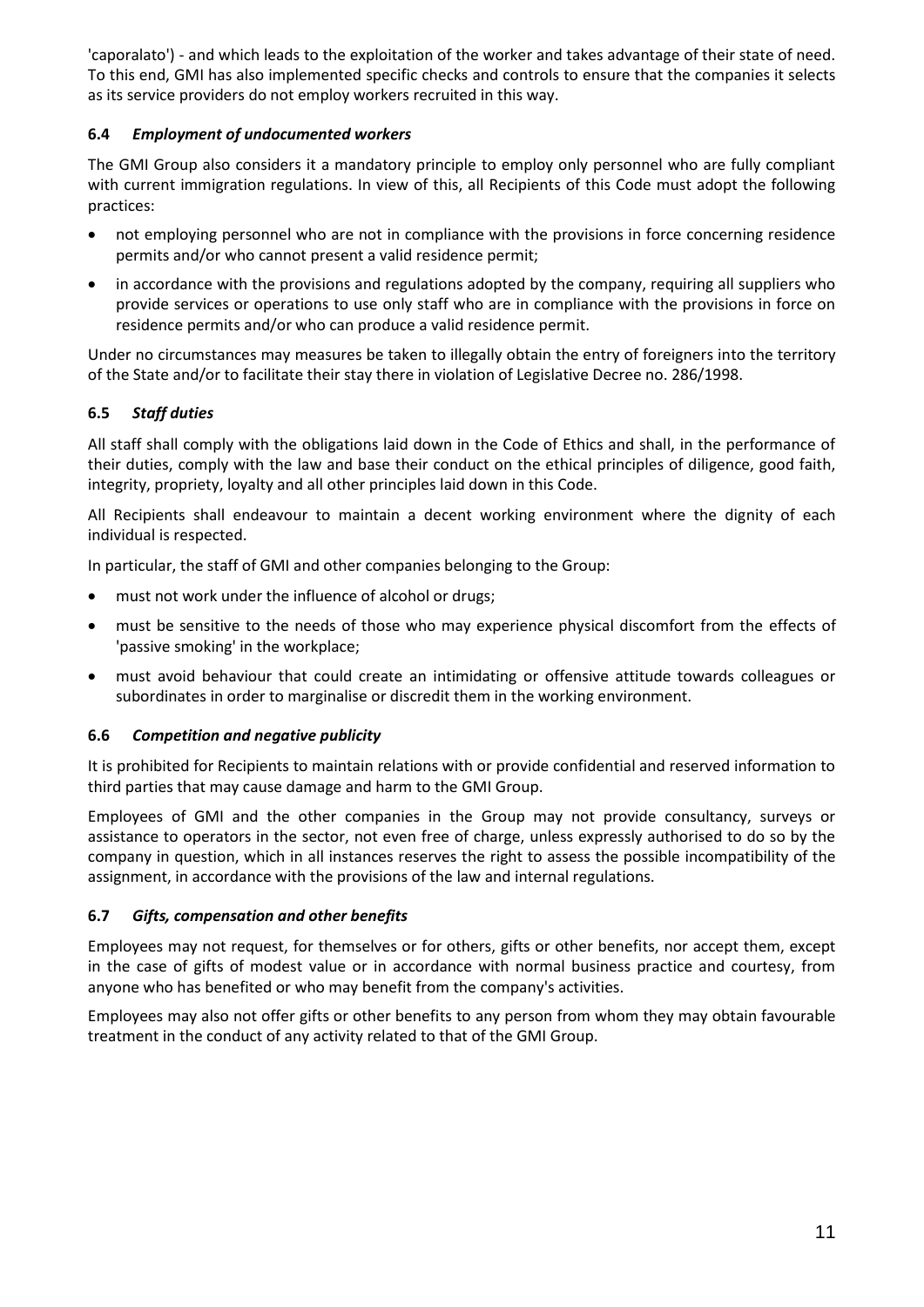'caporalato') - and which leads to the exploitation of the worker and takes advantage of their state of need. To this end, GMI has also implemented specific checks and controls to ensure that the companies it selects as its service providers do not employ workers recruited in this way.

### 6.4 *Employment of undocumented workers*

The GMI Group also considers it a mandatory principle to employ only personnel who are fully compliant with current immigration regulations. In view of this, all Recipients of this Code must adopt the following practices:

- not employing personnel who are not in compliance with the provisions in force concerning residence permits and/or who cannot present a valid residence permit;
- in accordance with the provisions and regulations adopted by the company, requiring all suppliers who provide services or operations to use only staff who are in compliance with the provisions in force on residence permits and/or who can produce a valid residence permit.

Under no circumstances may measures be taken to illegally obtain the entry of foreigners into the territory of the State and/or to facilitate their stay there in violation of Legislative Decree no. 286/1998.

### 6.5 *Staff duties*

All staff shall comply with the obligations laid down in the Code of Ethics and shall, in the performance of their duties, comply with the law and base their conduct on the ethical principles of diligence, good faith, integrity, propriety, loyalty and all other principles laid down in this Code.

All Recipients shall endeavour to maintain a decent working environment where the dignity of each individual is respected.

In particular, the staff of GMI and other companies belonging to the Group:

- must not work under the influence of alcohol or drugs;
- must be sensitive to the needs of those who may experience physical discomfort from the effects of 'passive smoking' in the workplace;
- must avoid behaviour that could create an intimidating or offensive attitude towards colleagues or subordinates in order to marginalise or discredit them in the working environment.

### 6.6 *Competition and negative publicity*

It is prohibited for Recipients to maintain relations with or provide confidential and reserved information to third parties that may cause damage and harm to the GMI Group.

Employees of GMI and the other companies in the Group may not provide consultancy, surveys or assistance to operators in the sector, not even free of charge, unless expressly authorised to do so by the company in question, which in all instances reserves the right to assess the possible incompatibility of the assignment, in accordance with the provisions of the law and internal regulations.

### 6.7 *Gifts, compensation and other benefits*

Employees may not request, for themselves or for others, gifts or other benefits, nor accept them, except in the case of gifts of modest value or in accordance with normal business practice and courtesy, from anyone who has benefited or who may benefit from the company's activities.

Employees may also not offer gifts or other benefits to any person from whom they may obtain favourable treatment in the conduct of any activity related to that of the GMI Group.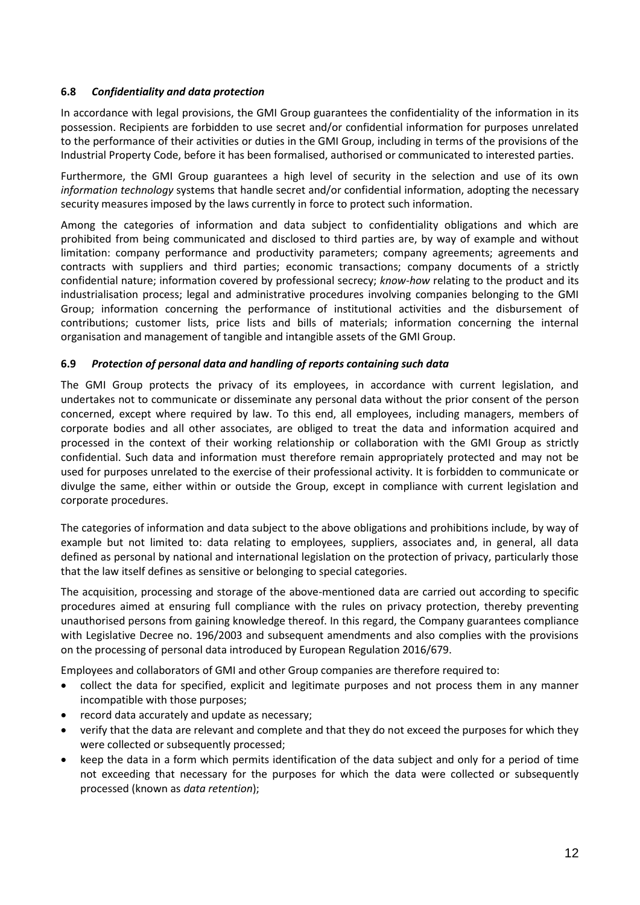### 6.8 *Confidentiality and data protection*

In accordance with legal provisions, the GMI Group guarantees the confidentiality of the information in its possession. Recipients are forbidden to use secret and/or confidential information for purposes unrelated to the performance of their activities or duties in the GMI Group, including in terms of the provisions of the Industrial Property Code, before it has been formalised, authorised or communicated to interested parties.

Furthermore, the GMI Group guarantees a high level of security in the selection and use of its own *information technology* systems that handle secret and/or confidential information, adopting the necessary security measures imposed by the laws currently in force to protect such information.

Among the categories of information and data subject to confidentiality obligations and which are prohibited from being communicated and disclosed to third parties are, by way of example and without limitation: company performance and productivity parameters; company agreements; agreements and contracts with suppliers and third parties; economic transactions; company documents of a strictly confidential nature; information covered by professional secrecy; *know-how* relating to the product and its industrialisation process; legal and administrative procedures involving companies belonging to the GMI Group; information concerning the performance of institutional activities and the disbursement of contributions; customer lists, price lists and bills of materials; information concerning the internal organisation and management of tangible and intangible assets of the GMI Group.

### 6.9 *Protection of personal data and handling of reports containing such data*

The GMI Group protects the privacy of its employees, in accordance with current legislation, and undertakes not to communicate or disseminate any personal data without the prior consent of the person concerned, except where required by law. To this end, all employees, including managers, members of corporate bodies and all other associates, are obliged to treat the data and information acquired and processed in the context of their working relationship or collaboration with the GMI Group as strictly confidential. Such data and information must therefore remain appropriately protected and may not be used for purposes unrelated to the exercise of their professional activity. It is forbidden to communicate or divulge the same, either within or outside the Group, except in compliance with current legislation and corporate procedures.

The categories of information and data subject to the above obligations and prohibitions include, by way of example but not limited to: data relating to employees, suppliers, associates and, in general, all data defined as personal by national and international legislation on the protection of privacy, particularly those that the law itself defines as sensitive or belonging to special categories.

The acquisition, processing and storage of the above-mentioned data are carried out according to specific procedures aimed at ensuring full compliance with the rules on privacy protection, thereby preventing unauthorised persons from gaining knowledge thereof. In this regard, the Company guarantees compliance with Legislative Decree no. 196/2003 and subsequent amendments and also complies with the provisions on the processing of personal data introduced by European Regulation 2016/679.

Employees and collaborators of GMI and other Group companies are therefore required to:

- collect the data for specified, explicit and legitimate purposes and not process them in any manner incompatible with those purposes;
- record data accurately and update as necessary;
- verify that the data are relevant and complete and that they do not exceed the purposes for which they were collected or subsequently processed;
- keep the data in a form which permits identification of the data subject and only for a period of time not exceeding that necessary for the purposes for which the data were collected or subsequently processed (known as *data retention*);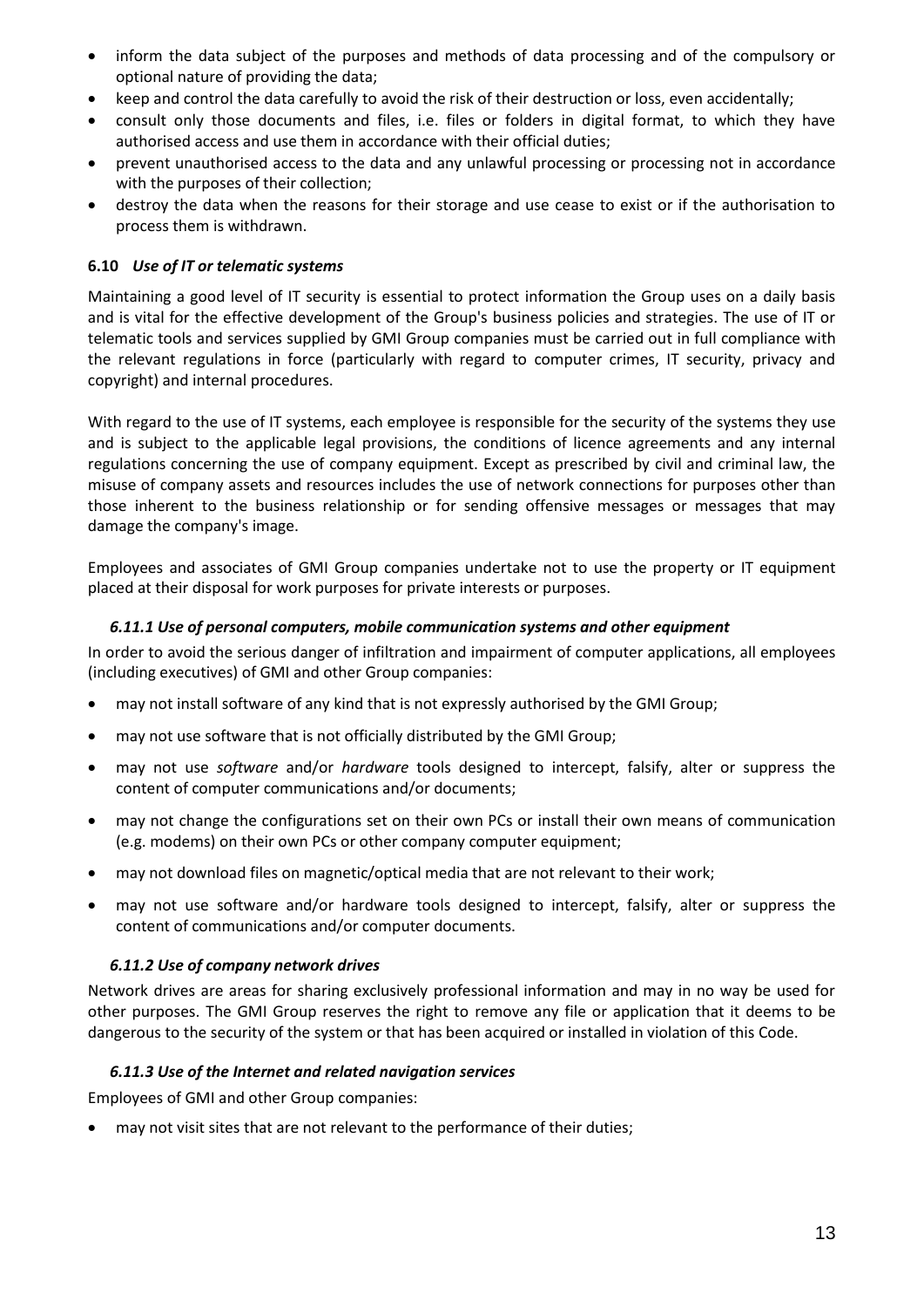- inform the data subject of the purposes and methods of data processing and of the compulsory or optional nature of providing the data;
- keep and control the data carefully to avoid the risk of their destruction or loss, even accidentally;
- consult only those documents and files, i.e. files or folders in digital format, to which they have authorised access and use them in accordance with their official duties;
- prevent unauthorised access to the data and any unlawful processing or processing not in accordance with the purposes of their collection;
- destroy the data when the reasons for their storage and use cease to exist or if the authorisation to process them is withdrawn.

### 6.10 *Use of IT or telematic systems*

Maintaining a good level of IT security is essential to protect information the Group uses on a daily basis and is vital for the effective development of the Group's business policies and strategies. The use of IT or telematic tools and services supplied by GMI Group companies must be carried out in full compliance with the relevant regulations in force (particularly with regard to computer crimes, IT security, privacy and copyright) and internal procedures.

With regard to the use of IT systems, each employee is responsible for the security of the systems they use and is subject to the applicable legal provisions, the conditions of licence agreements and any internal regulations concerning the use of company equipment. Except as prescribed by civil and criminal law, the misuse of company assets and resources includes the use of network connections for purposes other than those inherent to the business relationship or for sending offensive messages or messages that may damage the company's image.

Employees and associates of GMI Group companies undertake not to use the property or IT equipment placed at their disposal for work purposes for private interests or purposes.

#### *6.11.1 Use of personal computers, mobile communication systems and other equipment*

In order to avoid the serious danger of infiltration and impairment of computer applications, all employees (including executives) of GMI and other Group companies:

- may not install software of any kind that is not expressly authorised by the GMI Group;
- may not use software that is not officially distributed by the GMI Group;
- may not use *software* and/or *hardware* tools designed to intercept, falsify, alter or suppress the content of computer communications and/or documents;
- may not change the configurations set on their own PCs or install their own means of communication (e.g. modems) on their own PCs or other company computer equipment;
- may not download files on magnetic/optical media that are not relevant to their work;
- may not use software and/or hardware tools designed to intercept, falsify, alter or suppress the content of communications and/or computer documents.

#### *6.11.2 Use of company network drives*

Network drives are areas for sharing exclusively professional information and may in no way be used for other purposes. The GMI Group reserves the right to remove any file or application that it deems to be dangerous to the security of the system or that has been acquired or installed in violation of this Code.

#### *6.11.3 Use of the Internet and related navigation services*

Employees of GMI and other Group companies:

- may not visit sites that are not relevant to the performance of their duties;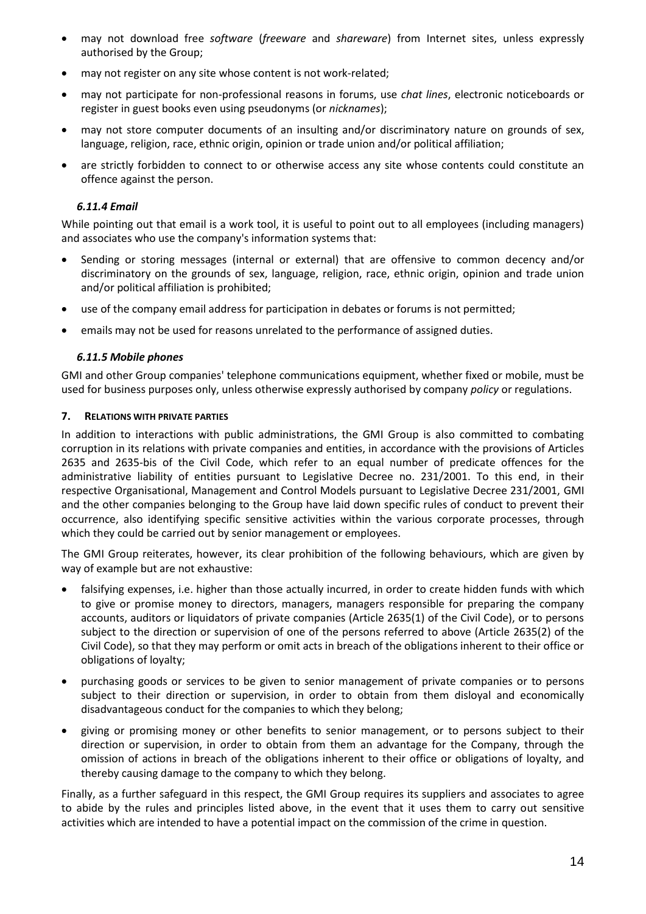- may not download free *software* (*freeware* and *shareware*) from Internet sites, unless expressly authorised by the Group;
- may not register on any site whose content is not work-related;
- may not participate for non-professional reasons in forums, use *chat lines*, electronic noticeboards or register in guest books even using pseudonyms (or *nicknames*);
- may not store computer documents of an insulting and/or discriminatory nature on grounds of sex, language, religion, race, ethnic origin, opinion or trade union and/or political affiliation;
- are strictly forbidden to connect to or otherwise access any site whose contents could constitute an offence against the person.

#### *6.11.4 Email*

While pointing out that email is a work tool, it is useful to point out to all employees (including managers) and associates who use the company's information systems that:

- Sending or storing messages (internal or external) that are offensive to common decency and/or discriminatory on the grounds of sex, language, religion, race, ethnic origin, opinion and trade union and/or political affiliation is prohibited;
- use of the company email address for participation in debates or forums is not permitted;
- emails may not be used for reasons unrelated to the performance of assigned duties.

#### *6.11.5 Mobile phones*

GMI and other Group companies' telephone communications equipment, whether fixed or mobile, must be used for business purposes only, unless otherwise expressly authorised by company *policy* or regulations.

## 7. RELATIONS WITH PRIVATE PARTIES

In addition to interactions with public administrations, the GMI Group is also committed to combating corruption in its relations with private companies and entities, in accordance with the provisions of Articles 2635 and 2635-bis of the Civil Code, which refer to an equal number of predicate offences for the administrative liability of entities pursuant to Legislative Decree no. 231/2001. To this end, in their respective Organisational, Management and Control Models pursuant to Legislative Decree 231/2001, GMI and the other companies belonging to the Group have laid down specific rules of conduct to prevent their occurrence, also identifying specific sensitive activities within the various corporate processes, through which they could be carried out by senior management or employees.

The GMI Group reiterates, however, its clear prohibition of the following behaviours, which are given by way of example but are not exhaustive:

- falsifying expenses, i.e. higher than those actually incurred, in order to create hidden funds with which to give or promise money to directors, managers, managers responsible for preparing the company accounts, auditors or liquidators of private companies (Article 2635(1) of the Civil Code), or to persons subject to the direction or supervision of one of the persons referred to above (Article 2635(2) of the Civil Code), so that they may perform or omit acts in breach of the obligations inherent to their office or obligations of loyalty;
- purchasing goods or services to be given to senior management of private companies or to persons subject to their direction or supervision, in order to obtain from them disloyal and economically disadvantageous conduct for the companies to which they belong;
- giving or promising money or other benefits to senior management, or to persons subject to their direction or supervision, in order to obtain from them an advantage for the Company, through the omission of actions in breach of the obligations inherent to their office or obligations of loyalty, and thereby causing damage to the company to which they belong.

Finally, as a further safeguard in this respect, the GMI Group requires its suppliers and associates to agree to abide by the rules and principles listed above, in the event that it uses them to carry out sensitive activities which are intended to have a potential impact on the commission of the crime in question.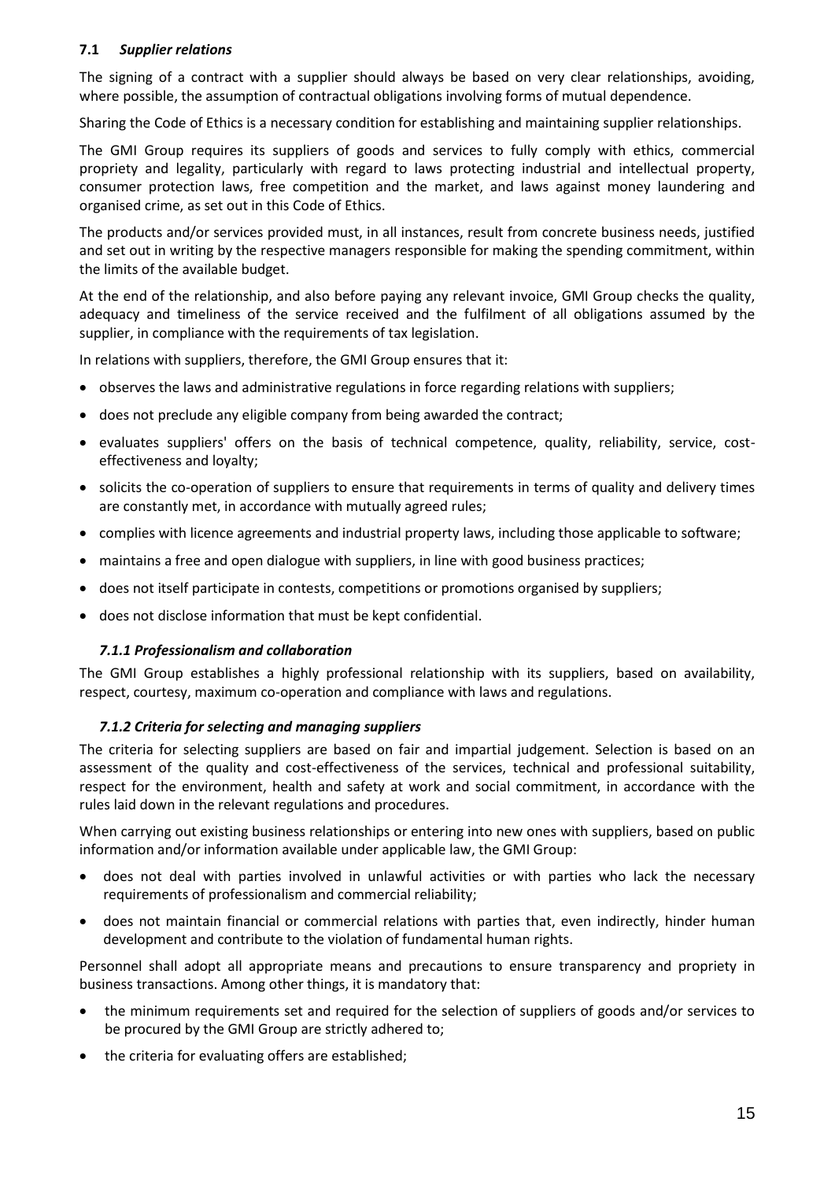### 7.1 *Supplier relations*

The signing of a contract with a supplier should always be based on very clear relationships, avoiding, where possible, the assumption of contractual obligations involving forms of mutual dependence.

Sharing the Code of Ethics is a necessary condition for establishing and maintaining supplier relationships.

The GMI Group requires its suppliers of goods and services to fully comply with ethics, commercial propriety and legality, particularly with regard to laws protecting industrial and intellectual property, consumer protection laws, free competition and the market, and laws against money laundering and organised crime, as set out in this Code of Ethics.

The products and/or services provided must, in all instances, result from concrete business needs, justified and set out in writing by the respective managers responsible for making the spending commitment, within the limits of the available budget.

At the end of the relationship, and also before paying any relevant invoice, GMI Group checks the quality, adequacy and timeliness of the service received and the fulfilment of all obligations assumed by the supplier, in compliance with the requirements of tax legislation.

In relations with suppliers, therefore, the GMI Group ensures that it:

- observes the laws and administrative regulations in force regarding relations with suppliers;
- does not preclude any eligible company from being awarded the contract;
- evaluates suppliers' offers on the basis of technical competence, quality, reliability, service, cost-effectiveness and loyalty;
- solicits the co-operation of suppliers to ensure that requirements in terms of quality and delivery times are constantly met, in accordance with mutually agreed rules;
- complies with licence agreements and industrial property laws, including those applicable to software;
- maintains a free and open dialogue with suppliers, in line with good business practices;
- does not itself participate in contests, competitions or promotions organised by suppliers;
- does not disclose information that must be kept confidential.

#### *7.1.1 Professionalism and collaboration*

The GMI Group establishes a highly professional relationship with its suppliers, based on availability, respect, courtesy, maximum co-operation and compliance with laws and regulations.

#### *7.1.2 Criteria for selecting and managing suppliers*

The criteria for selecting suppliers are based on fair and impartial judgement. Selection is based on an assessment of the quality and cost-effectiveness of the services, technical and professional suitability, respect for the environment, health and safety at work and social commitment, in accordance with the rules laid down in the relevant regulations and procedures.

When carrying out existing business relationships or entering into new ones with suppliers, based on public information and/or information available under applicable law, the GMI Group:

- does not deal with parties involved in unlawful activities or with parties who lack the necessary requirements of professionalism and commercial reliability;
- does not maintain financial or commercial relations with parties that, even indirectly, hinder human development and contribute to the violation of fundamental human rights.

Personnel shall adopt all appropriate means and precautions to ensure transparency and propriety in business transactions. Among other things, it is mandatory that:

- the minimum requirements set and required for the selection of suppliers of goods and/or services to be procured by the GMI Group are strictly adhered to;
- the criteria for evaluating offers are established;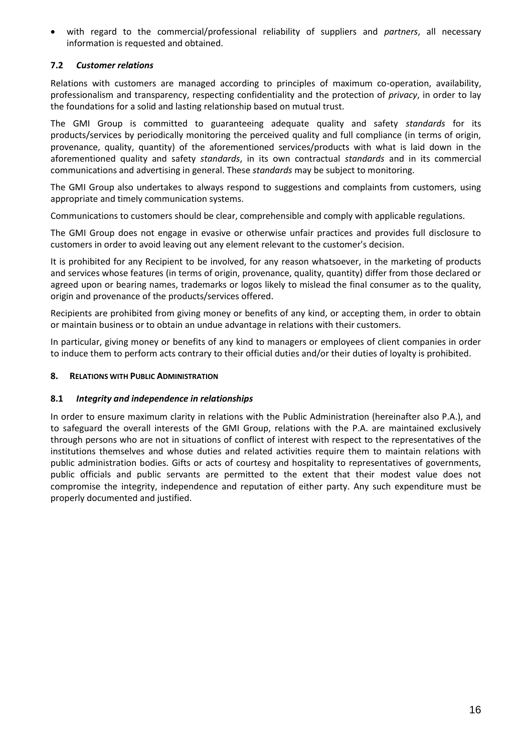- with regard to the commercial/professional reliability of suppliers and *partners*, all necessary information is requested and obtained.

### 7.2 *Customer relations*

Relations with customers are managed according to principles of maximum co-operation, availability, professionalism and transparency, respecting confidentiality and the protection of *privacy*, in order to lay the foundations for a solid and lasting relationship based on mutual trust.

The GMI Group is committed to guaranteeing adequate quality and safety *standards* for its products/services by periodically monitoring the perceived quality and full compliance (in terms of origin, provenance, quality, quantity) of the aforementioned services/products with what is laid down in the aforementioned quality and safety *standards*, in its own contractual *standards* and in its commercial communications and advertising in general. These *standards* may be subject to monitoring.

The GMI Group also undertakes to always respond to suggestions and complaints from customers, using appropriate and timely communication systems.

Communications to customers should be clear, comprehensible and comply with applicable regulations.

The GMI Group does not engage in evasive or otherwise unfair practices and provides full disclosure to customers in order to avoid leaving out any element relevant to the customer's decision.

It is prohibited for any Recipient to be involved, for any reason whatsoever, in the marketing of products and services whose features (in terms of origin, provenance, quality, quantity) differ from those declared or agreed upon or bearing names, trademarks or logos likely to mislead the final consumer as to the quality, origin and provenance of the products/services offered.

Recipients are prohibited from giving money or benefits of any kind, or accepting them, in order to obtain or maintain business or to obtain an undue advantage in relations with their customers.

In particular, giving money or benefits of any kind to managers or employees of client companies in order to induce them to perform acts contrary to their official duties and/or their duties of loyalty is prohibited.

## 8. RELATIONS WITH PUBLIC ADMINISTRATION

### 8.1 *Integrity and independence in relationships*

In order to ensure maximum clarity in relations with the Public Administration (hereinafter also P.A.), and to safeguard the overall interests of the GMI Group, relations with the P.A. are maintained exclusively through persons who are not in situations of conflict of interest with respect to the representatives of the institutions themselves and whose duties and related activities require them to maintain relations with public administration bodies. Gifts or acts of courtesy and hospitality to representatives of governments, public officials and public servants are permitted to the extent that their modest value does not compromise the integrity, independence and reputation of either party. Any such expenditure must be properly documented and justified.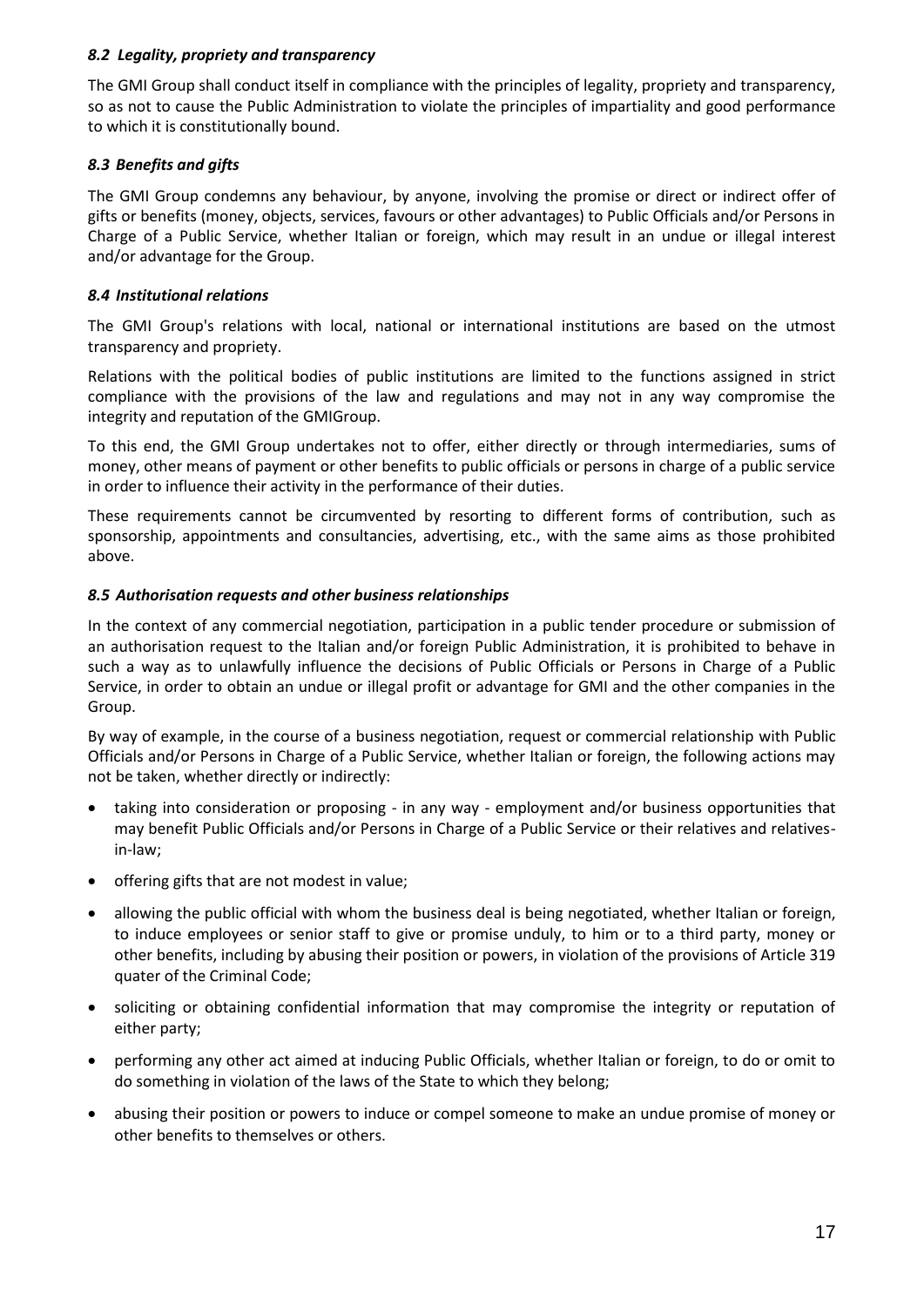### *8.2 Legality, propriety and transparency*

The GMI Group shall conduct itself in compliance with the principles of legality, propriety and transparency, so as not to cause the Public Administration to violate the principles of impartiality and good performance to which it is constitutionally bound.

### *8.3 Benefits and gifts*

The GMI Group condemns any behaviour, by anyone, involving the promise or direct or indirect offer of gifts or benefits (money, objects, services, favours or other advantages) to Public Officials and/or Persons in Charge of a Public Service, whether Italian or foreign, which may result in an undue or illegal interest and/or advantage for the Group.

### *8.4 Institutional relations*

The GMI Group's relations with local, national or international institutions are based on the utmost transparency and propriety.

Relations with the political bodies of public institutions are limited to the functions assigned in strict compliance with the provisions of the law and regulations and may not in any way compromise the integrity and reputation of the GMIGroup.

To this end, the GMI Group undertakes not to offer, either directly or through intermediaries, sums of money, other means of payment or other benefits to public officials or persons in charge of a public service in order to influence their activity in the performance of their duties.

These requirements cannot be circumvented by resorting to different forms of contribution, such as sponsorship, appointments and consultancies, advertising, etc., with the same aims as those prohibited above.

### *8.5 Authorisation requests and other business relationships*

In the context of any commercial negotiation, participation in a public tender procedure or submission of an authorisation request to the Italian and/or foreign Public Administration, it is prohibited to behave in such a way as to unlawfully influence the decisions of Public Officials or Persons in Charge of a Public Service, in order to obtain an undue or illegal profit or advantage for GMI and the other companies in the Group.

By way of example, in the course of a business negotiation, request or commercial relationship with Public Officials and/or Persons in Charge of a Public Service, whether Italian or foreign, the following actions may not be taken, whether directly or indirectly:

- taking into consideration or proposing - in any way - employment and/or business opportunities that may benefit Public Officials and/or Persons in Charge of a Public Service or their relatives and relatives-in-law;
- offering gifts that are not modest in value;
- allowing the public official with whom the business deal is being negotiated, whether Italian or foreign, to induce employees or senior staff to give or promise unduly, to him or to a third party, money or other benefits, including by abusing their position or powers, in violation of the provisions of Article 319 quater of the Criminal Code;
- soliciting or obtaining confidential information that may compromise the integrity or reputation of either party;
- performing any other act aimed at inducing Public Officials, whether Italian or foreign, to do or omit to do something in violation of the laws of the State to which they belong;
- abusing their position or powers to induce or compel someone to make an undue promise of money or other benefits to themselves or others.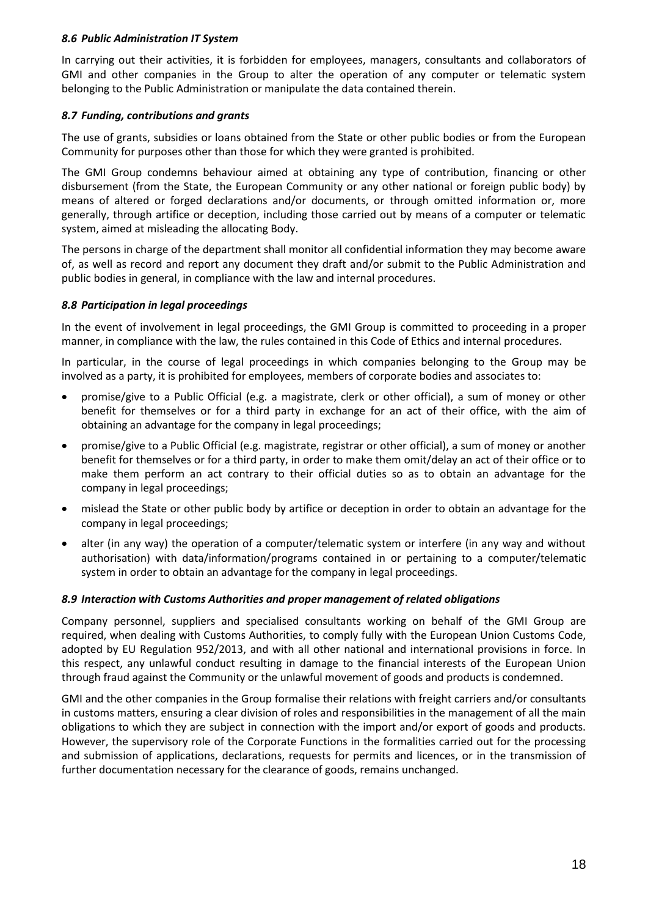### *8.6 Public Administration IT System*

In carrying out their activities, it is forbidden for employees, managers, consultants and collaborators of GMI and other companies in the Group to alter the operation of any computer or telematic system belonging to the Public Administration or manipulate the data contained therein.

### *8.7 Funding, contributions and grants*

The use of grants, subsidies or loans obtained from the State or other public bodies or from the European Community for purposes other than those for which they were granted is prohibited.

The GMI Group condemns behaviour aimed at obtaining any type of contribution, financing or other disbursement (from the State, the European Community or any other national or foreign public body) by means of altered or forged declarations and/or documents, or through omitted information or, more generally, through artifice or deception, including those carried out by means of a computer or telematic system, aimed at misleading the allocating Body.

The persons in charge of the department shall monitor all confidential information they may become aware of, as well as record and report any document they draft and/or submit to the Public Administration and public bodies in general, in compliance with the law and internal procedures.

### *8.8 Participation in legal proceedings*

In the event of involvement in legal proceedings, the GMI Group is committed to proceeding in a proper manner, in compliance with the law, the rules contained in this Code of Ethics and internal procedures.

In particular, in the course of legal proceedings in which companies belonging to the Group may be involved as a party, it is prohibited for employees, members of corporate bodies and associates to:

- promise/give to a Public Official (e.g. a magistrate, clerk or other official), a sum of money or other benefit for themselves or for a third party in exchange for an act of their office, with the aim of obtaining an advantage for the company in legal proceedings;
- promise/give to a Public Official (e.g. magistrate, registrar or other official), a sum of money or another benefit for themselves or for a third party, in order to make them omit/delay an act of their office or to make them perform an act contrary to their official duties so as to obtain an advantage for the company in legal proceedings;
- mislead the State or other public body by artifice or deception in order to obtain an advantage for the company in legal proceedings;
- alter (in any way) the operation of a computer/telematic system or interfere (in any way and without authorisation) with data/information/programs contained in or pertaining to a computer/telematic system in order to obtain an advantage for the company in legal proceedings.

### *8.9 Interaction with Customs Authorities and proper management of related obligations*

Company personnel, suppliers and specialised consultants working on behalf of the GMI Group are required, when dealing with Customs Authorities, to comply fully with the European Union Customs Code, adopted by EU Regulation 952/2013, and with all other national and international provisions in force. In this respect, any unlawful conduct resulting in damage to the financial interests of the European Union through fraud against the Community or the unlawful movement of goods and products is condemned.

GMI and the other companies in the Group formalise their relations with freight carriers and/or consultants in customs matters, ensuring a clear division of roles and responsibilities in the management of all the main obligations to which they are subject in connection with the import and/or export of goods and products. However, the supervisory role of the Corporate Functions in the formalities carried out for the processing and submission of applications, declarations, requests for permits and licences, or in the transmission of further documentation necessary for the clearance of goods, remains unchanged.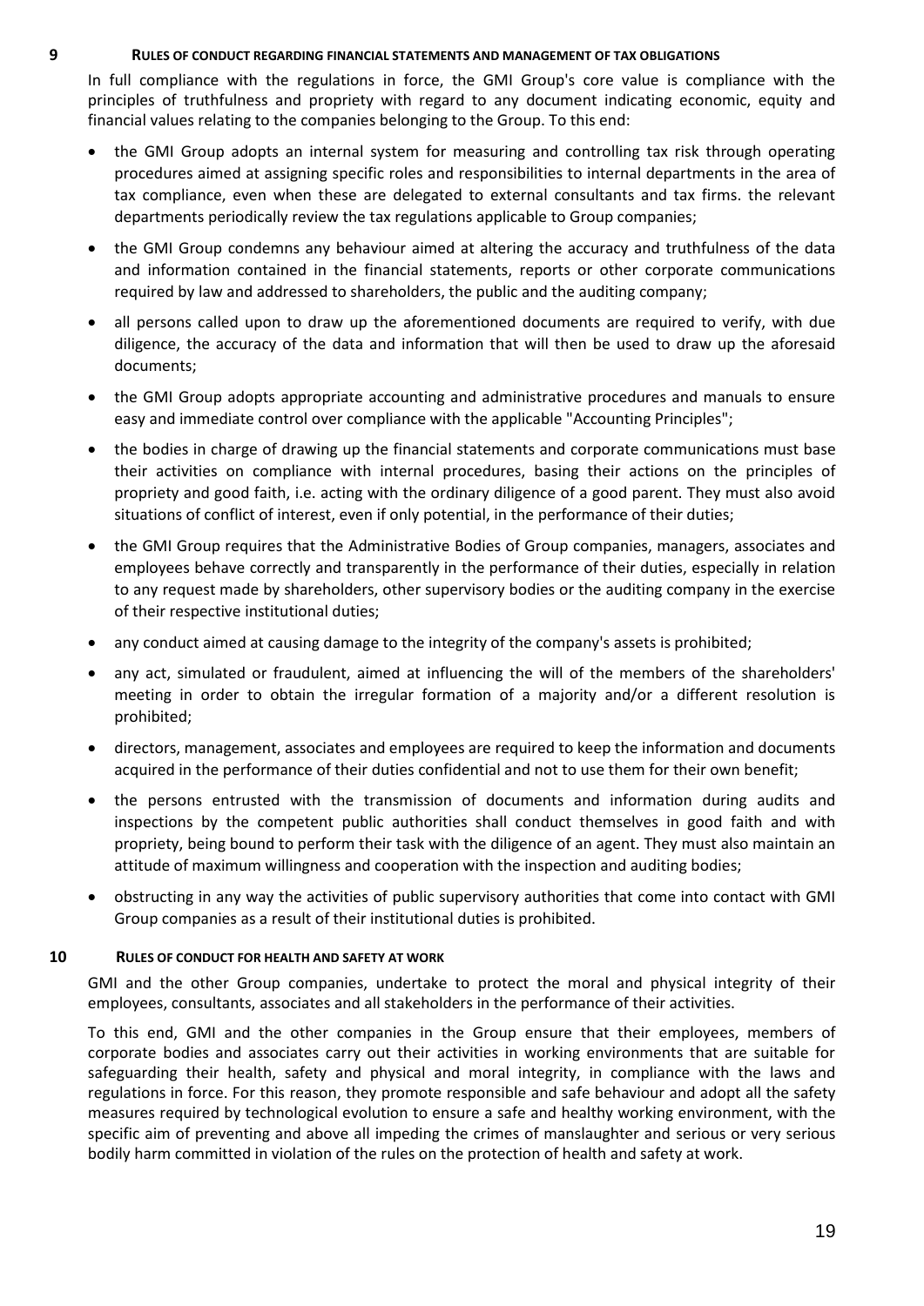## 9 RULES OF CONDUCT REGARDING FINANCIAL STATEMENTS AND MANAGEMENT OF TAX OBLIGATIONS

In full compliance with the regulations in force, the GMI Group's core value is compliance with the principles of truthfulness and propriety with regard to any document indicating economic, equity and financial values relating to the companies belonging to the Group. To this end:

- the GMI Group adopts an internal system for measuring and controlling tax risk through operating procedures aimed at assigning specific roles and responsibilities to internal departments in the area of tax compliance, even when these are delegated to external consultants and tax firms. the relevant departments periodically review the tax regulations applicable to Group companies;
- the GMI Group condemns any behaviour aimed at altering the accuracy and truthfulness of the data and information contained in the financial statements, reports or other corporate communications required by law and addressed to shareholders, the public and the auditing company;
- all persons called upon to draw up the aforementioned documents are required to verify, with due diligence, the accuracy of the data and information that will then be used to draw up the aforesaid documents;
- the GMI Group adopts appropriate accounting and administrative procedures and manuals to ensure easy and immediate control over compliance with the applicable "Accounting Principles";
- the bodies in charge of drawing up the financial statements and corporate communications must base their activities on compliance with internal procedures, basing their actions on the principles of propriety and good faith, i.e. acting with the ordinary diligence of a good parent. They must also avoid situations of conflict of interest, even if only potential, in the performance of their duties;
- the GMI Group requires that the Administrative Bodies of Group companies, managers, associates and employees behave correctly and transparently in the performance of their duties, especially in relation to any request made by shareholders, other supervisory bodies or the auditing company in the exercise of their respective institutional duties;
- any conduct aimed at causing damage to the integrity of the company's assets is prohibited;
- any act, simulated or fraudulent, aimed at influencing the will of the members of the shareholders' meeting in order to obtain the irregular formation of a majority and/or a different resolution is prohibited;
- directors, management, associates and employees are required to keep the information and documents acquired in the performance of their duties confidential and not to use them for their own benefit;
- the persons entrusted with the transmission of documents and information during audits and inspections by the competent public authorities shall conduct themselves in good faith and with propriety, being bound to perform their task with the diligence of an agent. They must also maintain an attitude of maximum willingness and cooperation with the inspection and auditing bodies;
- obstructing in any way the activities of public supervisory authorities that come into contact with GMI Group companies as a result of their institutional duties is prohibited.

## 10 RULES OF CONDUCT FOR HEALTH AND SAFETY AT WORK

GMI and the other Group companies, undertake to protect the moral and physical integrity of their employees, consultants, associates and all stakeholders in the performance of their activities.

To this end, GMI and the other companies in the Group ensure that their employees, members of corporate bodies and associates carry out their activities in working environments that are suitable for safeguarding their health, safety and physical and moral integrity, in compliance with the laws and regulations in force. For this reason, they promote responsible and safe behaviour and adopt all the safety measures required by technological evolution to ensure a safe and healthy working environment, with the specific aim of preventing and above all impeding the crimes of manslaughter and serious or very serious bodily harm committed in violation of the rules on the protection of health and safety at work.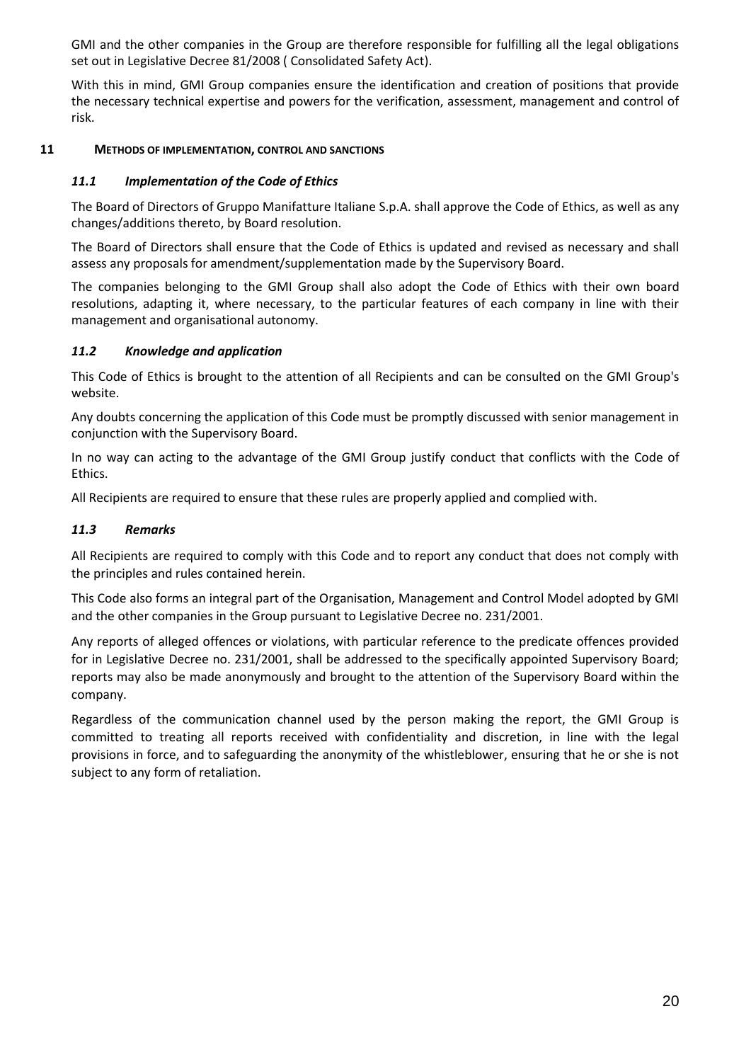GMI and the other companies in the Group are therefore responsible for fulfilling all the legal obligations set out in Legislative Decree 81/2008 ( Consolidated Safety Act).

With this in mind, GMI Group companies ensure the identification and creation of positions that provide the necessary technical expertise and powers for the verification, assessment, management and control of risk.

## 11 METHODS OF IMPLEMENTATION, CONTROL AND SANCTIONS

### *11.1 Implementation of the Code of Ethics*

The Board of Directors of Gruppo Manifatture Italiane S.p.A. shall approve the Code of Ethics, as well as any changes/additions thereto, by Board resolution.

The Board of Directors shall ensure that the Code of Ethics is updated and revised as necessary and shall assess any proposals for amendment/supplementation made by the Supervisory Board.

The companies belonging to the GMI Group shall also adopt the Code of Ethics with their own board resolutions, adapting it, where necessary, to the particular features of each company in line with their management and organisational autonomy.

### *11.2 Knowledge and application*

This Code of Ethics is brought to the attention of all Recipients and can be consulted on the GMI Group's website.

Any doubts concerning the application of this Code must be promptly discussed with senior management in conjunction with the Supervisory Board.

In no way can acting to the advantage of the GMI Group justify conduct that conflicts with the Code of Ethics.

All Recipients are required to ensure that these rules are properly applied and complied with.

### *11.3 Remarks*

All Recipients are required to comply with this Code and to report any conduct that does not comply with the principles and rules contained herein.

This Code also forms an integral part of the Organisation, Management and Control Model adopted by GMI and the other companies in the Group pursuant to Legislative Decree no. 231/2001.

Any reports of alleged offences or violations, with particular reference to the predicate offences provided for in Legislative Decree no. 231/2001, shall be addressed to the specifically appointed Supervisory Board; reports may also be made anonymously and brought to the attention of the Supervisory Board within the company.

Regardless of the communication channel used by the person making the report, the GMI Group is committed to treating all reports received with confidentiality and discretion, in line with the legal provisions in force, and to safeguarding the anonymity of the whistleblower, ensuring that he or she is not subject to any form of retaliation.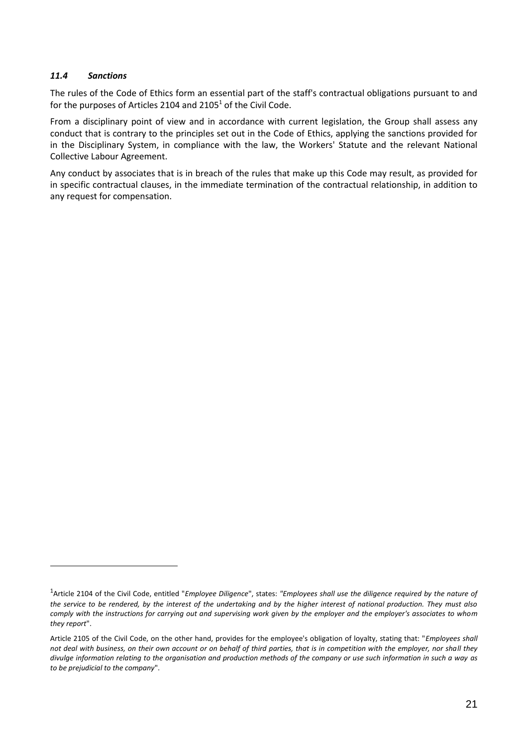### *11.4 Sanctions*

The rules of the Code of Ethics form an essential part of the staff's contractual obligations pursuant to and for the purposes of Articles 2104 and 2105[1] of the Civil Code.

From a disciplinary point of view and in accordance with current legislation, the Group shall assess any conduct that is contrary to the principles set out in the Code of Ethics, applying the sanctions provided for in the Disciplinary System, in compliance with the law, the Workers' Statute and the relevant National Collective Labour Agreement.

Any conduct by associates that is in breach of the rules that make up this Code may result, as provided for in specific contractual clauses, in the immediate termination of the contractual relationship, in addition to any request for compensation.

---

[1] Article 2104 of the Civil Code, entitled "*Employee Diligence*", states: *"Employees shall use the diligence required by the nature of the service to be rendered, by the interest of the undertaking and by the higher interest of national production. They must also comply with the instructions for carrying out and supervising work given by the employer and the employer's associates to whom they report*".

Article 2105 of the Civil Code, on the other hand, provides for the employee's obligation of loyalty, stating that: "*Employees shall not deal with business, on their own account or on behalf of third parties, that is in competition with the employer, nor shall they divulge information relating to the organisation and production methods of the company or use such information in such a way as to be prejudicial to the company*".